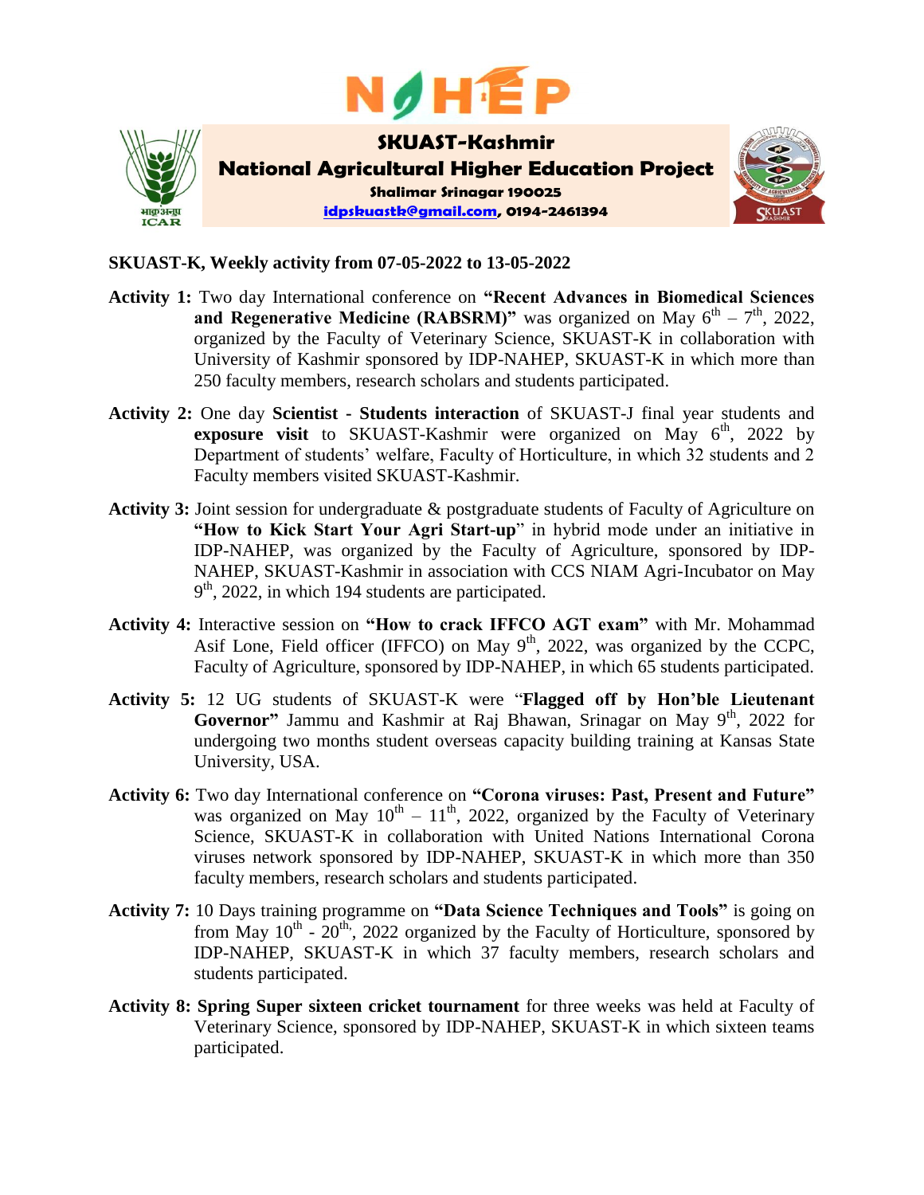# SKUAST-Kashmir

## National Agricultural Higher Education Project

**Shalimar Srinagar 190025**

**idpskuastk@gmail.com, 0194-2461394**

**SKUAST-K, Weekly activity from 07-05-2022 to 13-05-2022**

**Activity 1:** Two day International conference on **"Recent Advances in Biomedical Sciences and Regenerative Medicine (RABSRM)"** was organized on May 6th – 7th, 2022, organized by the Faculty of Veterinary Science, SKUAST-K in collaboration with University of Kashmir sponsored by IDP-NAHEP, SKUAST-K in which more than 250 faculty members, research scholars and students participated.

**Activity 2:** One day **Scientist - Students interaction** of SKUAST-J final year students and **exposure visit** to SKUAST-Kashmir were organized on May 6th, 2022 by Department of students' welfare, Faculty of Horticulture, in which 32 students and 2 Faculty members visited SKUAST-Kashmir.

**Activity 3:** Joint session for undergraduate & postgraduate students of Faculty of Agriculture on **"How to Kick Start Your Agri Start-up"** in hybrid mode under an initiative in IDP-NAHEP, was organized by the Faculty of Agriculture, sponsored by IDP-NAHEP, SKUAST-Kashmir in association with CCS NIAM Agri-Incubator on May 9th, 2022, in which 194 students are participated.

**Activity 4:** Interactive session on **"How to crack IFFCO AGT exam"** with Mr. Mohammad Asif Lone, Field officer (IFFCO) on May 9th, 2022, was organized by the CCPC, Faculty of Agriculture, sponsored by IDP-NAHEP, in which 65 students participated.

**Activity 5:** 12 UG students of SKUAST-K were "**Flagged off by Hon'ble Lieutenant Governor"** Jammu and Kashmir at Raj Bhawan, Srinagar on May 9th, 2022 for undergoing two months student overseas capacity building training at Kansas State University, USA.

**Activity 6:** Two day International conference on **"Corona viruses: Past, Present and Future"** was organized on May 10th – 11th, 2022, organized by the Faculty of Veterinary Science, SKUAST-K in collaboration with United Nations International Corona viruses network sponsored by IDP-NAHEP, SKUAST-K in which more than 350 faculty members, research scholars and students participated.

**Activity 7:** 10 Days training programme on **"Data Science Techniques and Tools"** is going on from May 10th - 20th, 2022 organized by the Faculty of Horticulture, sponsored by IDP-NAHEP, SKUAST-K in which 37 faculty members, research scholars and students participated.

**Activity 8: Spring Super sixteen cricket tournament** for three weeks was held at Faculty of Veterinary Science, sponsored by IDP-NAHEP, SKUAST-K in which sixteen teams participated.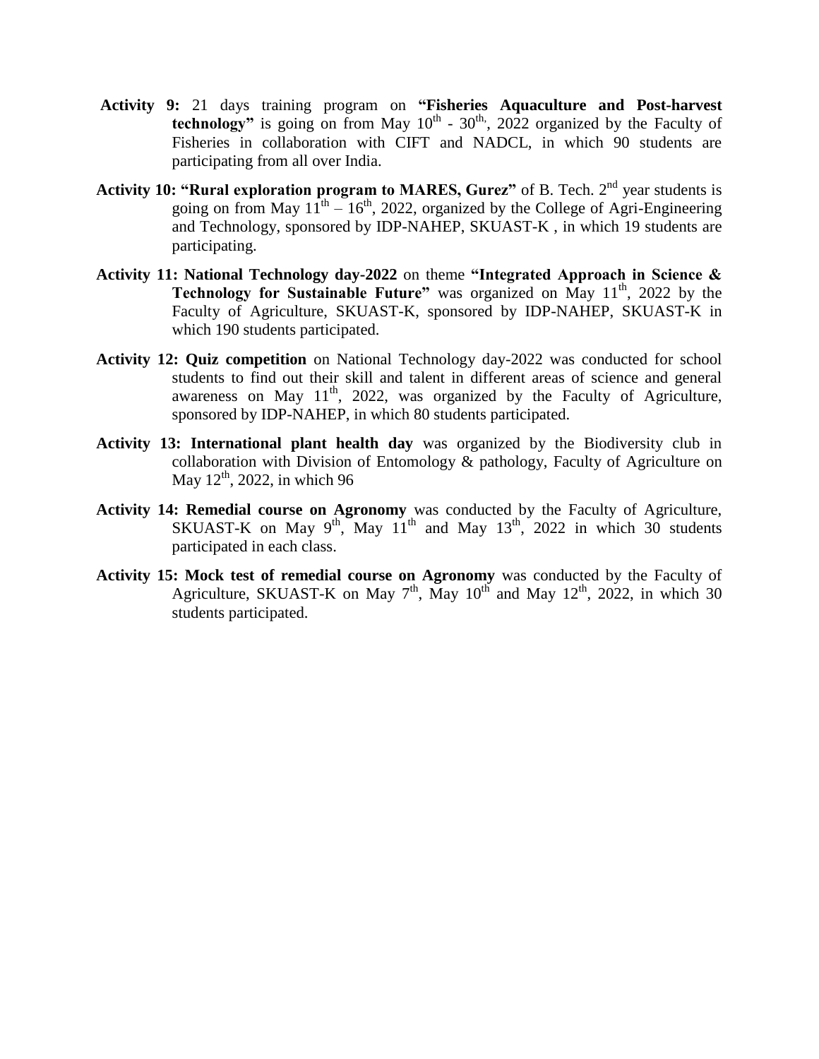**Activity 9:** 21 days training program on **"Fisheries Aquaculture and Post-harvest technology"** is going on from May 10th - 30th, 2022 organized by the Faculty of Fisheries in collaboration with CIFT and NADCL, in which 90 students are participating from all over India.

**Activity 10: "Rural exploration program to MARES, Gurez"** of B. Tech. 2nd year students is going on from May 11th – 16th, 2022, organized by the College of Agri-Engineering and Technology, sponsored by IDP-NAHEP, SKUAST-K , in which 19 students are participating.

**Activity 11: National Technology day-2022** on theme **"Integrated Approach in Science & Technology for Sustainable Future"** was organized on May 11th, 2022 by the Faculty of Agriculture, SKUAST-K, sponsored by IDP-NAHEP, SKUAST-K in which 190 students participated.

**Activity 12: Quiz competition** on National Technology day-2022 was conducted for school students to find out their skill and talent in different areas of science and general awareness on May 11th, 2022, was organized by the Faculty of Agriculture, sponsored by IDP-NAHEP, in which 80 students participated.

**Activity 13: International plant health day** was organized by the Biodiversity club in collaboration with Division of Entomology & pathology, Faculty of Agriculture on May 12th, 2022, in which 96

**Activity 14: Remedial course on Agronomy** was conducted by the Faculty of Agriculture, SKUAST-K on May 9th, May 11th and May 13th, 2022 in which 30 students participated in each class.

**Activity 15: Mock test of remedial course on Agronomy** was conducted by the Faculty of Agriculture, SKUAST-K on May 7th, May 10th and May 12th, 2022, in which 30 students participated.